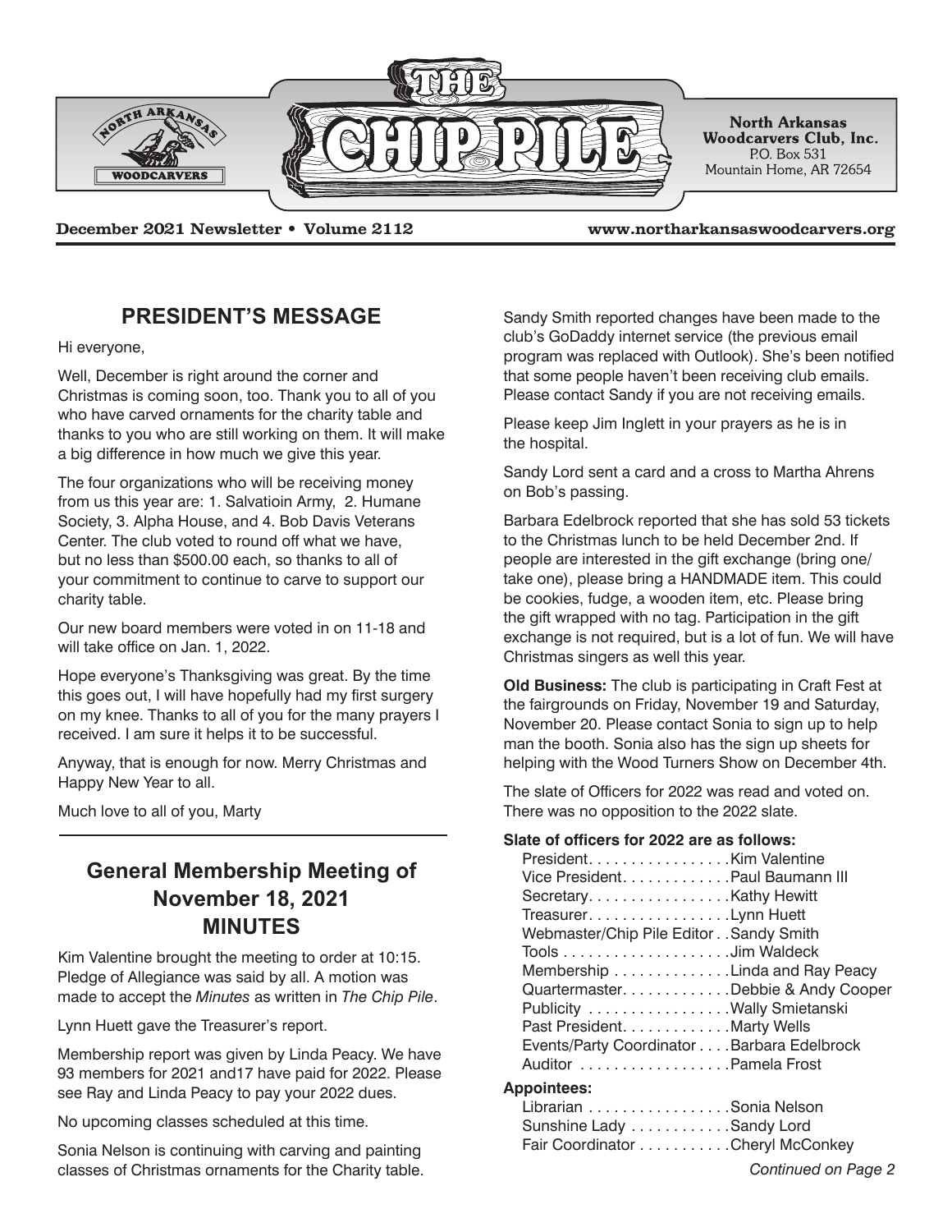# THE CHIP PILE

**North Arkansas Woodcarvers Club, Inc.**
P.O. Box 531
Mountain Home, AR 72654

**December 2021 Newsletter • Volume 2112** **www.northarkansaswoodcarvers.org**

## PRESIDENT'S MESSAGE

Hi everyone,

Well, December is right around the corner and Christmas is coming soon, too. Thank you to all of you who have carved ornaments for the charity table and thanks to you who are still working on them. It will make a big difference in how much we give this year.

The four organizations who will be receiving money from us this year are: 1. Salvatioin Army, 2. Humane Society, 3. Alpha House, and 4. Bob Davis Veterans Center. The club voted to round off what we have, but no less than $500.00 each, so thanks to all of your commitment to continue to carve to support our charity table.

Our new board members were voted in on 11-18 and will take office on Jan. 1, 2022.

Hope everyone's Thanksgiving was great. By the time this goes out, I will have hopefully had my first surgery on my knee. Thanks to all of you for the many prayers I received. I am sure it helps it to be successful.

Anyway, that is enough for now. Merry Christmas and Happy New Year to all.

Much love to all of you, Marty

## General Membership Meeting of November 18, 2021 MINUTES

Kim Valentine brought the meeting to order at 10:15. Pledge of Allegiance was said by all. A motion was made to accept the *Minutes* as written in *The Chip Pile*.

Lynn Huett gave the Treasurer's report.

Membership report was given by Linda Peacy. We have 93 members for 2021 and17 have paid for 2022. Please see Ray and Linda Peacy to pay your 2022 dues.

No upcoming classes scheduled at this time.

Sonia Nelson is continuing with carving and painting classes of Christmas ornaments for the Charity table.

Sandy Smith reported changes have been made to the club's GoDaddy internet service (the previous email program was replaced with Outlook). She's been notified that some people haven't been receiving club emails. Please contact Sandy if you are not receiving emails.

Please keep Jim Inglett in your prayers as he is in the hospital.

Sandy Lord sent a card and a cross to Martha Ahrens on Bob's passing.

Barbara Edelbrock reported that she has sold 53 tickets to the Christmas lunch to be held December 2nd. If people are interested in the gift exchange (bring one/ take one), please bring a HANDMADE item. This could be cookies, fudge, a wooden item, etc. Please bring the gift wrapped with no tag. Participation in the gift exchange is not required, but is a lot of fun. We will have Christmas singers as well this year.

**Old Business:** The club is participating in Craft Fest at the fairgrounds on Friday, November 19 and Saturday, November 20. Please contact Sonia to sign up to help man the booth. Sonia also has the sign up sheets for helping with the Wood Turners Show on December 4th.

The slate of Officers for 2022 was read and voted on. There was no opposition to the 2022 slate.

**Slate of officers for 2022 are as follows:**

- President. . . . . . . . . . . . . . . . .Kim Valentine
- Vice President. . . . . . . . . . . . .Paul Baumann III
- Secretary. . . . . . . . . . . . . . . . .Kathy Hewitt
- Treasurer. . . . . . . . . . . . . . . . .Lynn Huett
- Webmaster/Chip Pile Editor . .Sandy Smith
- Tools . . . . . . . . . . . . . . . . . . . .Jim Waldeck
- Membership . . . . . . . . . . . . . .Linda and Ray Peacy
- Quartermaster. . . . . . . . . . . . .Debbie & Andy Cooper
- Publicity . . . . . . . . . . . . . . . . .Wally Smietanski
- Past President. . . . . . . . . . . . .Marty Wells
- Events/Party Coordinator . . . .Barbara Edelbrock
- Auditor . . . . . . . . . . . . . . . . . .Pamela Frost

**Appointees:**

- Librarian . . . . . . . . . . . . . . . . .Sonia Nelson
- Sunshine Lady . . . . . . . . . . . .Sandy Lord
- Fair Coordinator . . . . . . . . . . .Cheryl McConkey

*Continued on Page 2*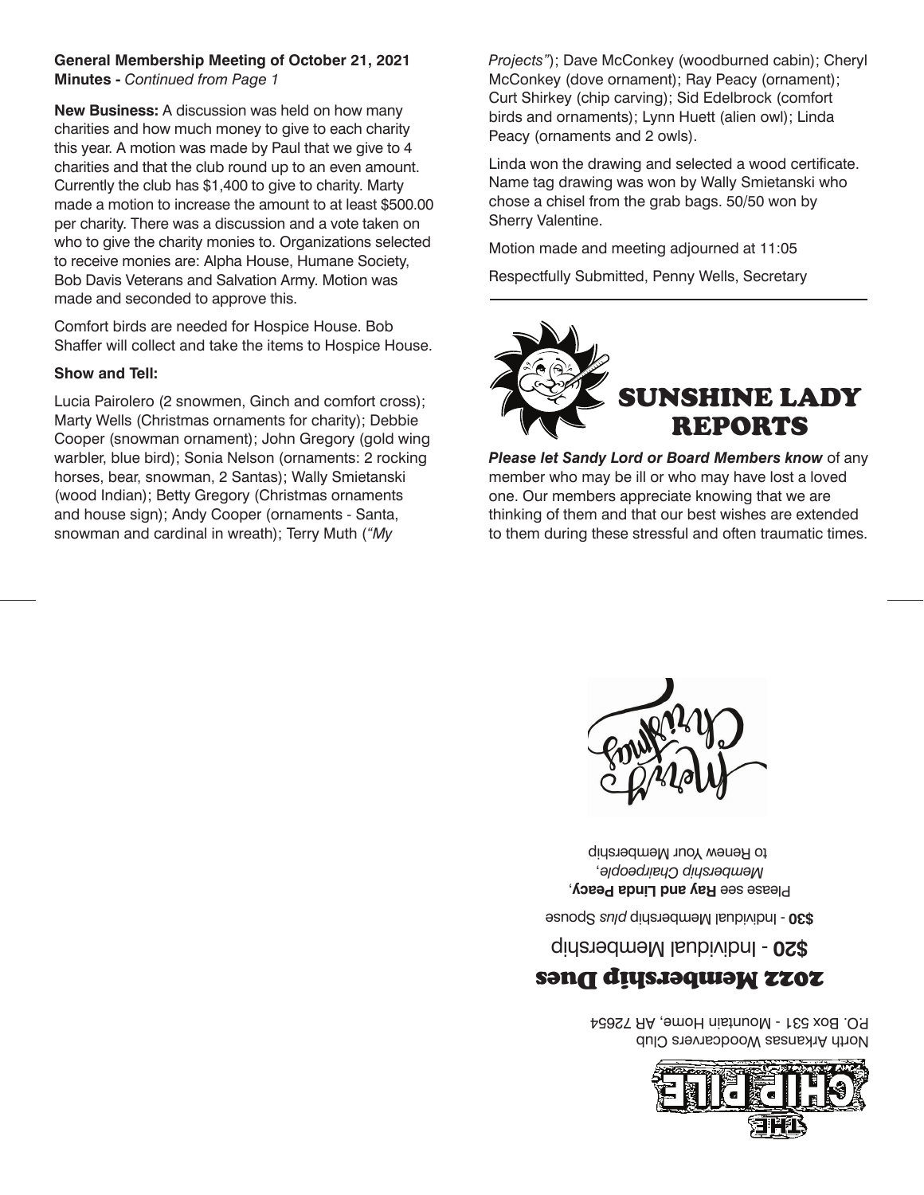**General Membership Meeting of October 21, 2021**
**Minutes -** *Continued from Page 1*

**New Business:** A discussion was held on how many charities and how much money to give to each charity this year. A motion was made by Paul that we give to 4 charities and that the club round up to an even amount. Currently the club has $1,400 to give to charity. Marty made a motion to increase the amount to at least $500.00 per charity. There was a discussion and a vote taken on who to give the charity monies to. Organizations selected to receive monies are: Alpha House, Humane Society, Bob Davis Veterans and Salvation Army. Motion was made and seconded to approve this.

Comfort birds are needed for Hospice House. Bob Shaffer will collect and take the items to Hospice House.

**Show and Tell:**

Lucia Pairolero (2 snowmen, Ginch and comfort cross); Marty Wells (Christmas ornaments for charity); Debbie Cooper (snowman ornament); John Gregory (gold wing warbler, blue bird); Sonia Nelson (ornaments: 2 rocking horses, bear, snowman, 2 Santas); Wally Smietanski (wood Indian); Betty Gregory (Christmas ornaments and house sign); Andy Cooper (ornaments - Santa, snowman and cardinal in wreath); Terry Muth (*"My Projects"*); Dave McConkey (woodburned cabin); Cheryl McConkey (dove ornament); Ray Peacy (ornament); Curt Shirkey (chip carving); Sid Edelbrock (comfort birds and ornaments); Lynn Huett (alien owl); Linda Peacy (ornaments and 2 owls).

Linda won the drawing and selected a wood certificate. Name tag drawing was won by Wally Smietanski who chose a chisel from the grab bags. 50/50 won by Sherry Valentine.

Motion made and meeting adjourned at 11:05

Respectfully Submitted, Penny Wells, Secretary

## SUNSHINE LADY REPORTS

***Please let Sandy Lord or Board Members know*** of any member who may be ill or who may have lost a loved one. Our members appreciate knowing that we are thinking of them and that our best wishes are extended to them during these stressful and often traumatic times.

Merry Christmas

Please see **Ray and Linda Peacy**, *Membership Chairpeople*, to Renew Your Membership

**$30** - Individual Membership *plus* Spouse

**$20** - Individual Membership

## 2022 Membership Dues

North Arkansas Woodcarvers Club
P.O. Box 531 - Mountain Home, AR 72654

THE CHIP PILE